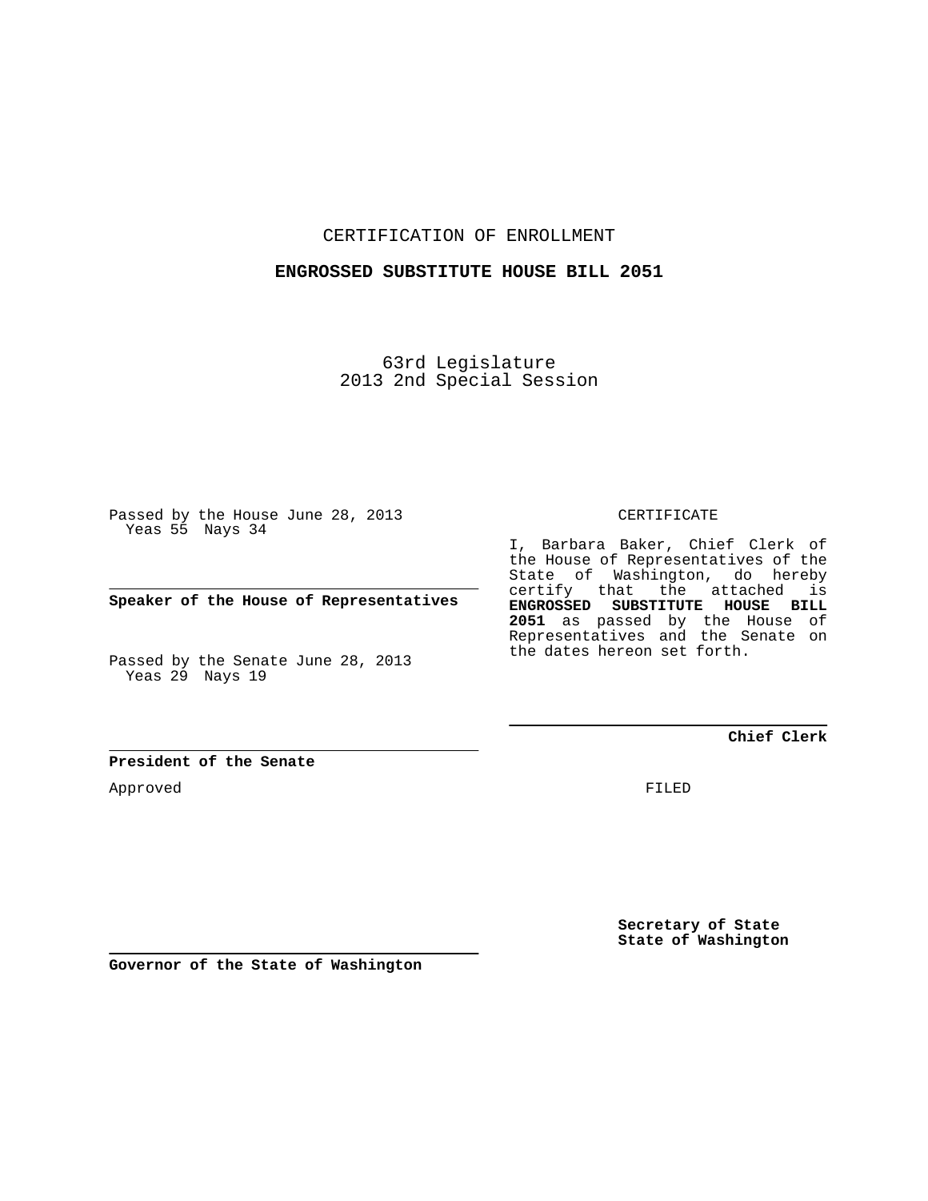CERTIFICATION OF ENROLLMENT

**ENGROSSED SUBSTITUTE HOUSE BILL 2051**

63rd Legislature
2013 2nd Special Session

Passed by the House June 28, 2013
Yeas 55 Nays 34

**Speaker of the House of Representatives**

Passed by the Senate June 28, 2013
Yeas 29 Nays 19

**President of the Senate**

Approved

**Governor of the State of Washington**

CERTIFICATE

I, Barbara Baker, Chief Clerk of the House of Representatives of the State of Washington, do hereby certify that the attached is **ENGROSSED SUBSTITUTE HOUSE BILL 2051** as passed by the House of Representatives and the Senate on the dates hereon set forth.

**Chief Clerk**

FILED

**Secretary of State**
**State of Washington**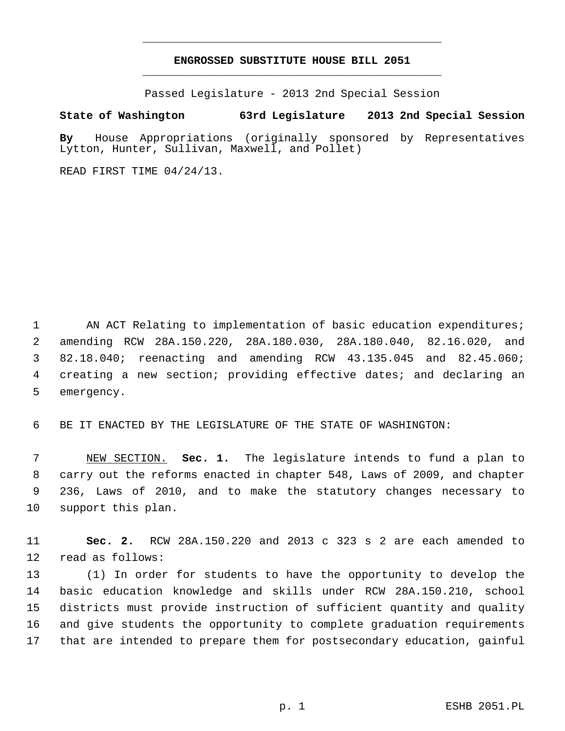# ENGROSSED SUBSTITUTE HOUSE BILL 2051

Passed Legislature - 2013 2nd Special Session

**State of Washington 63rd Legislature 2013 2nd Special Session**

**By** House Appropriations (originally sponsored by Representatives Lytton, Hunter, Sullivan, Maxwell, and Pollet)

READ FIRST TIME 04/24/13.

AN ACT Relating to implementation of basic education expenditures; amending RCW 28A.150.220, 28A.180.030, 28A.180.040, 82.16.020, and 82.18.040; reenacting and amending RCW 43.135.045 and 82.45.060; creating a new section; providing effective dates; and declaring an emergency.

BE IT ENACTED BY THE LEGISLATURE OF THE STATE OF WASHINGTON:

NEW SECTION. **Sec. 1.** The legislature intends to fund a plan to carry out the reforms enacted in chapter 548, Laws of 2009, and chapter 236, Laws of 2010, and to make the statutory changes necessary to support this plan.

**Sec. 2.** RCW 28A.150.220 and 2013 c 323 s 2 are each amended to read as follows:

(1) In order for students to have the opportunity to develop the basic education knowledge and skills under RCW 28A.150.210, school districts must provide instruction of sufficient quantity and quality and give students the opportunity to complete graduation requirements that are intended to prepare them for postsecondary education, gainful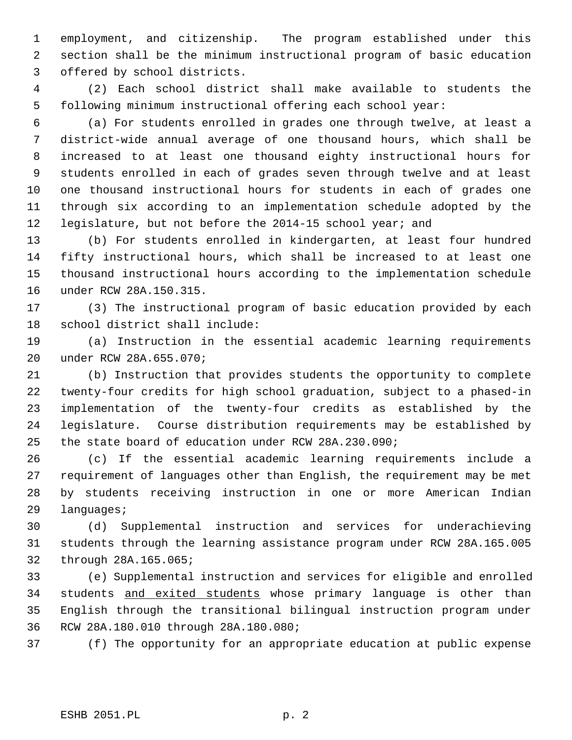employment, and citizenship. The program established under this section shall be the minimum instructional program of basic education offered by school districts.

(2) Each school district shall make available to students the following minimum instructional offering each school year:

(a) For students enrolled in grades one through twelve, at least a district-wide annual average of one thousand hours, which shall be increased to at least one thousand eighty instructional hours for students enrolled in each of grades seven through twelve and at least one thousand instructional hours for students in each of grades one through six according to an implementation schedule adopted by the legislature, but not before the 2014-15 school year; and

(b) For students enrolled in kindergarten, at least four hundred fifty instructional hours, which shall be increased to at least one thousand instructional hours according to the implementation schedule under RCW 28A.150.315.

(3) The instructional program of basic education provided by each school district shall include:

(a) Instruction in the essential academic learning requirements under RCW 28A.655.070;

(b) Instruction that provides students the opportunity to complete twenty-four credits for high school graduation, subject to a phased-in implementation of the twenty-four credits as established by the legislature. Course distribution requirements may be established by the state board of education under RCW 28A.230.090;

(c) If the essential academic learning requirements include a requirement of languages other than English, the requirement may be met by students receiving instruction in one or more American Indian languages;

(d) Supplemental instruction and services for underachieving students through the learning assistance program under RCW 28A.165.005 through 28A.165.065;

(e) Supplemental instruction and services for eligible and enrolled students <u>and exited students</u> whose primary language is other than English through the transitional bilingual instruction program under RCW 28A.180.010 through 28A.180.080;

(f) The opportunity for an appropriate education at public expense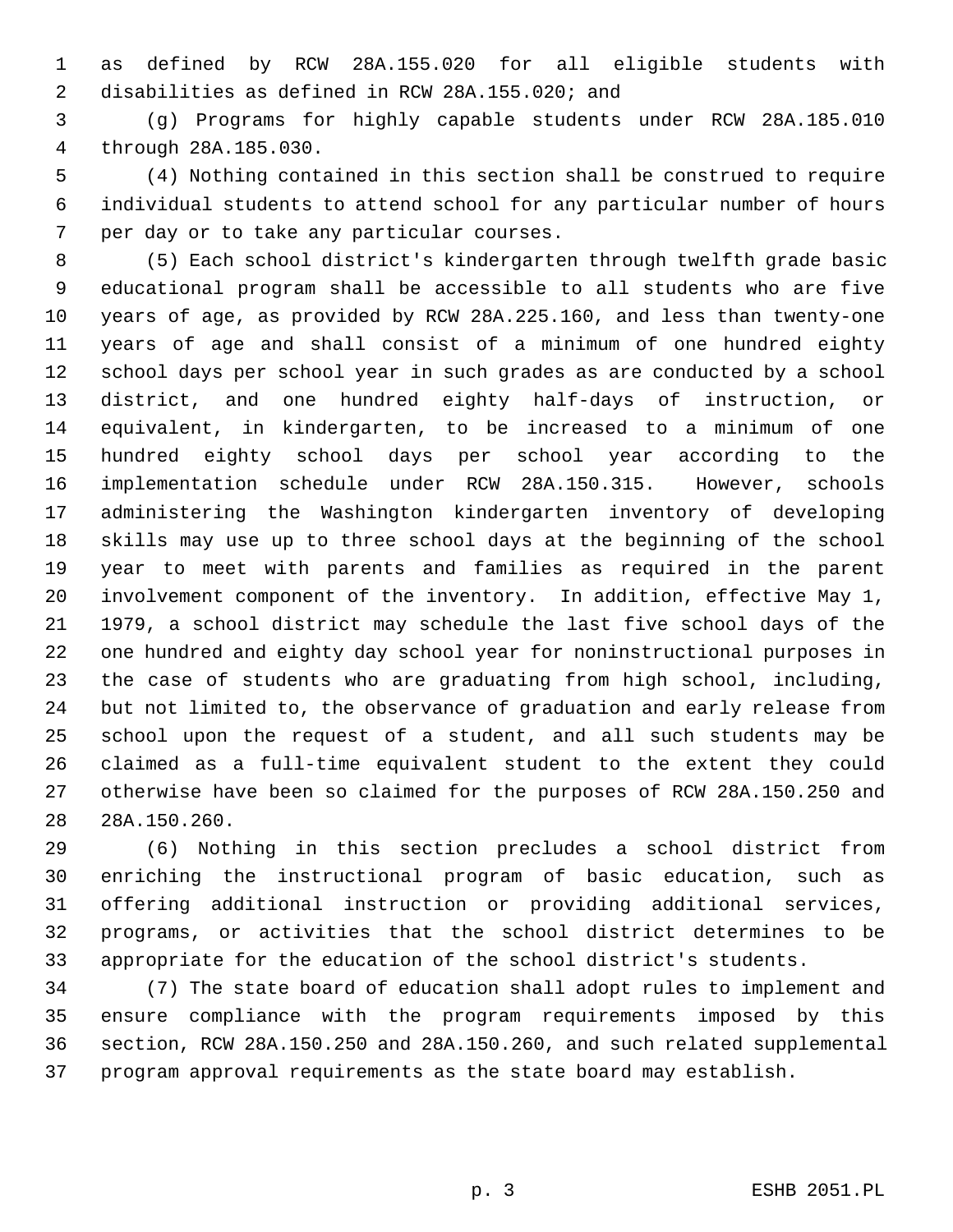as defined by RCW 28A.155.020 for all eligible students with disabilities as defined in RCW 28A.155.020; and

(g) Programs for highly capable students under RCW 28A.185.010 through 28A.185.030.

(4) Nothing contained in this section shall be construed to require individual students to attend school for any particular number of hours per day or to take any particular courses.

(5) Each school district's kindergarten through twelfth grade basic educational program shall be accessible to all students who are five years of age, as provided by RCW 28A.225.160, and less than twenty-one years of age and shall consist of a minimum of one hundred eighty school days per school year in such grades as are conducted by a school district, and one hundred eighty half-days of instruction, or equivalent, in kindergarten, to be increased to a minimum of one hundred eighty school days per school year according to the implementation schedule under RCW 28A.150.315. However, schools administering the Washington kindergarten inventory of developing skills may use up to three school days at the beginning of the school year to meet with parents and families as required in the parent involvement component of the inventory. In addition, effective May 1, 1979, a school district may schedule the last five school days of the one hundred and eighty day school year for noninstructional purposes in the case of students who are graduating from high school, including, but not limited to, the observance of graduation and early release from school upon the request of a student, and all such students may be claimed as a full-time equivalent student to the extent they could otherwise have been so claimed for the purposes of RCW 28A.150.250 and 28A.150.260.

(6) Nothing in this section precludes a school district from enriching the instructional program of basic education, such as offering additional instruction or providing additional services, programs, or activities that the school district determines to be appropriate for the education of the school district's students.

(7) The state board of education shall adopt rules to implement and ensure compliance with the program requirements imposed by this section, RCW 28A.150.250 and 28A.150.260, and such related supplemental program approval requirements as the state board may establish.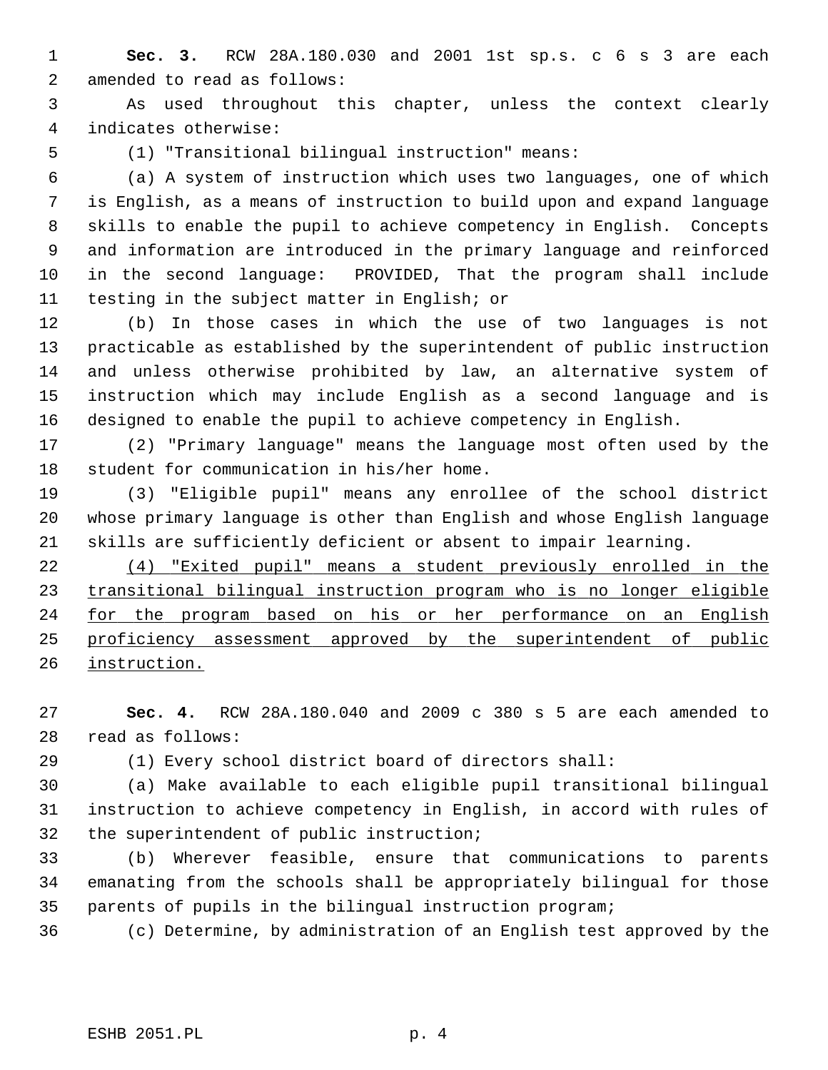**Sec. 3.** RCW 28A.180.030 and 2001 1st sp.s. c 6 s 3 are each amended to read as follows:

As used throughout this chapter, unless the context clearly indicates otherwise:

(1) "Transitional bilingual instruction" means:

(a) A system of instruction which uses two languages, one of which is English, as a means of instruction to build upon and expand language skills to enable the pupil to achieve competency in English. Concepts and information are introduced in the primary language and reinforced in the second language: PROVIDED, That the program shall include testing in the subject matter in English; or

(b) In those cases in which the use of two languages is not practicable as established by the superintendent of public instruction and unless otherwise prohibited by law, an alternative system of instruction which may include English as a second language and is designed to enable the pupil to achieve competency in English.

(2) "Primary language" means the language most often used by the student for communication in his/her home.

(3) "Eligible pupil" means any enrollee of the school district whose primary language is other than English and whose English language skills are sufficiently deficient or absent to impair learning.

<u>(4) "Exited pupil" means a student previously enrolled in the transitional bilingual instruction program who is no longer eligible for the program based on his or her performance on an English proficiency assessment approved by the superintendent of public instruction.</u>

**Sec. 4.** RCW 28A.180.040 and 2009 c 380 s 5 are each amended to read as follows:

(1) Every school district board of directors shall:

(a) Make available to each eligible pupil transitional bilingual instruction to achieve competency in English, in accord with rules of the superintendent of public instruction;

(b) Wherever feasible, ensure that communications to parents emanating from the schools shall be appropriately bilingual for those parents of pupils in the bilingual instruction program;

(c) Determine, by administration of an English test approved by the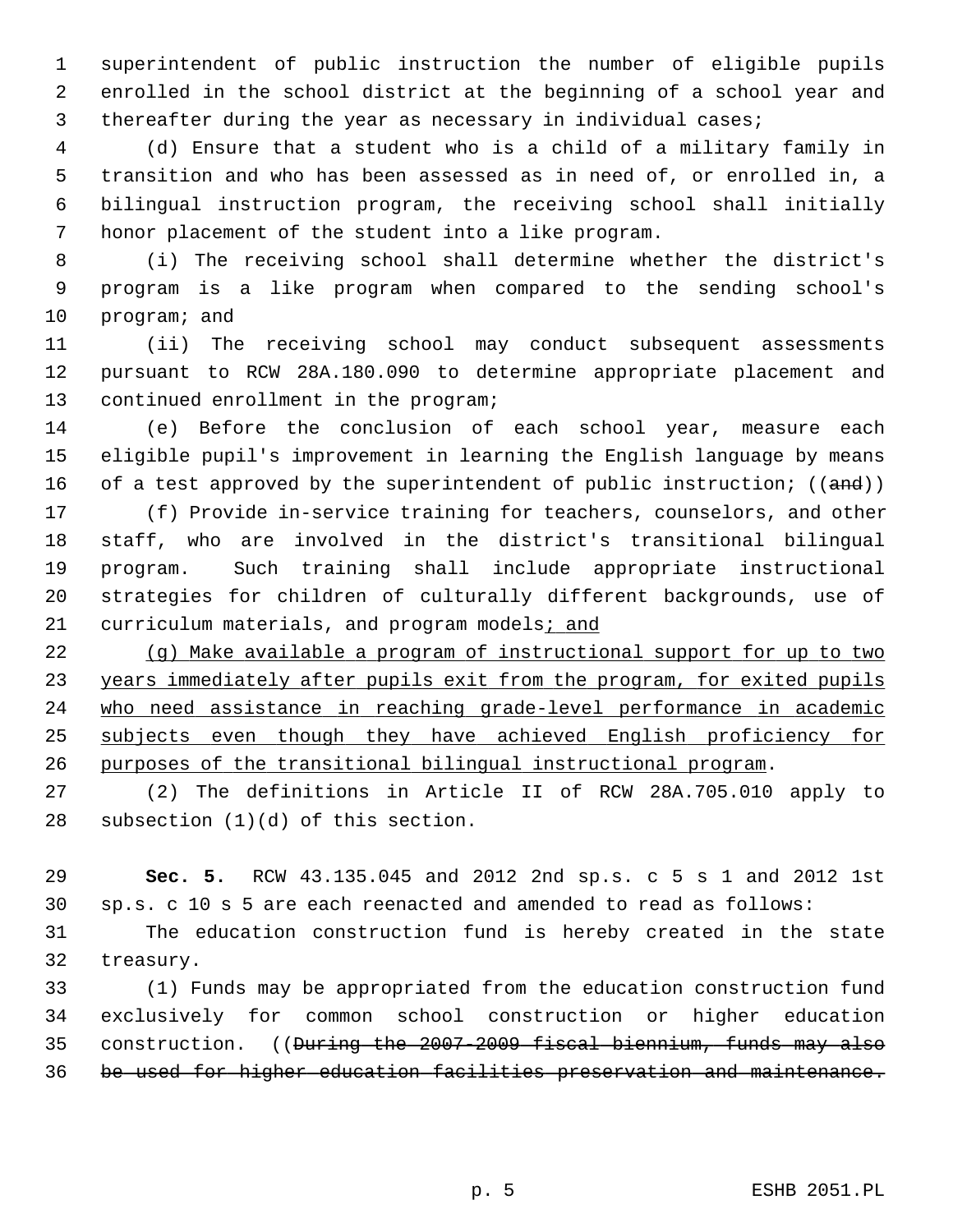superintendent of public instruction the number of eligible pupils enrolled in the school district at the beginning of a school year and thereafter during the year as necessary in individual cases;

(d) Ensure that a student who is a child of a military family in transition and who has been assessed as in need of, or enrolled in, a bilingual instruction program, the receiving school shall initially honor placement of the student into a like program.

(i) The receiving school shall determine whether the district's program is a like program when compared to the sending school's program; and

(ii) The receiving school may conduct subsequent assessments pursuant to RCW 28A.180.090 to determine appropriate placement and continued enrollment in the program;

(e) Before the conclusion of each school year, measure each eligible pupil's improvement in learning the English language by means of a test approved by the superintendent of public instruction; ((~~and~~))

(f) Provide in-service training for teachers, counselors, and other staff, who are involved in the district's transitional bilingual program. Such training shall include appropriate instructional strategies for children of culturally different backgrounds, use of curriculum materials, and program models<u>; and</u>

<u>(g) Make available a program of instructional support for up to two years immediately after pupils exit from the program, for exited pupils who need assistance in reaching grade-level performance in academic subjects even though they have achieved English proficiency for purposes of the transitional bilingual instructional program</u>.

(2) The definitions in Article II of RCW 28A.705.010 apply to subsection (1)(d) of this section.

**Sec. 5.** RCW 43.135.045 and 2012 2nd sp.s. c 5 s 1 and 2012 1st sp.s. c 10 s 5 are each reenacted and amended to read as follows:

The education construction fund is hereby created in the state treasury.

(1) Funds may be appropriated from the education construction fund exclusively for common school construction or higher education construction. ((~~During the 2007-2009 fiscal biennium, funds may also be used for higher education facilities preservation and maintenance.~~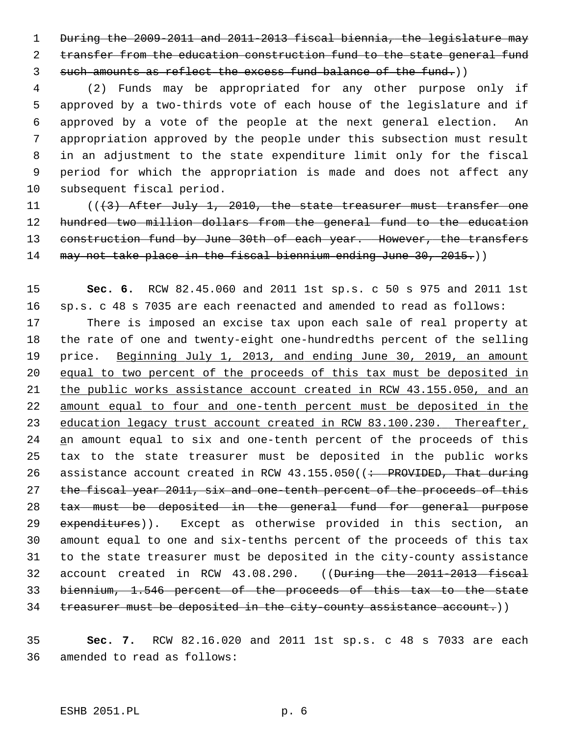~~During the 2009-2011 and 2011-2013 fiscal biennia, the legislature may transfer from the education construction fund to the state general fund such amounts as reflect the excess fund balance of the fund.~~))

(2) Funds may be appropriated for any other purpose only if approved by a two-thirds vote of each house of the legislature and if approved by a vote of the people at the next general election. An appropriation approved by the people under this subsection must result in an adjustment to the state expenditure limit only for the fiscal period for which the appropriation is made and does not affect any subsequent fiscal period.

((~~(3) After July 1, 2010, the state treasurer must transfer one hundred two million dollars from the general fund to the education construction fund by June 30th of each year. However, the transfers may not take place in the fiscal biennium ending June 30, 2015.~~))

**Sec. 6.** RCW 82.45.060 and 2011 1st sp.s. c 50 s 975 and 2011 1st sp.s. c 48 s 7035 are each reenacted and amended to read as follows:

There is imposed an excise tax upon each sale of real property at the rate of one and twenty-eight one-hundredths percent of the selling price. <u>Beginning July 1, 2013, and ending June 30, 2019, an amount equal to two percent of the proceeds of this tax must be deposited in the public works assistance account created in RCW 43.155.050, and an amount equal to four and one-tenth percent must be deposited in the education legacy trust account created in RCW 83.100.230. Thereafter, a</u>n amount equal to six and one-tenth percent of the proceeds of this tax to the state treasurer must be deposited in the public works assistance account created in RCW 43.155.050((~~: PROVIDED, That during the fiscal year 2011, six and one-tenth percent of the proceeds of this tax must be deposited in the general fund for general purpose expenditures~~)). Except as otherwise provided in this section, an amount equal to one and six-tenths percent of the proceeds of this tax to the state treasurer must be deposited in the city-county assistance account created in RCW 43.08.290. ((~~During the 2011-2013 fiscal biennium, 1.546 percent of the proceeds of this tax to the state treasurer must be deposited in the city-county assistance account.~~))

**Sec. 7.** RCW 82.16.020 and 2011 1st sp.s. c 48 s 7033 are each amended to read as follows: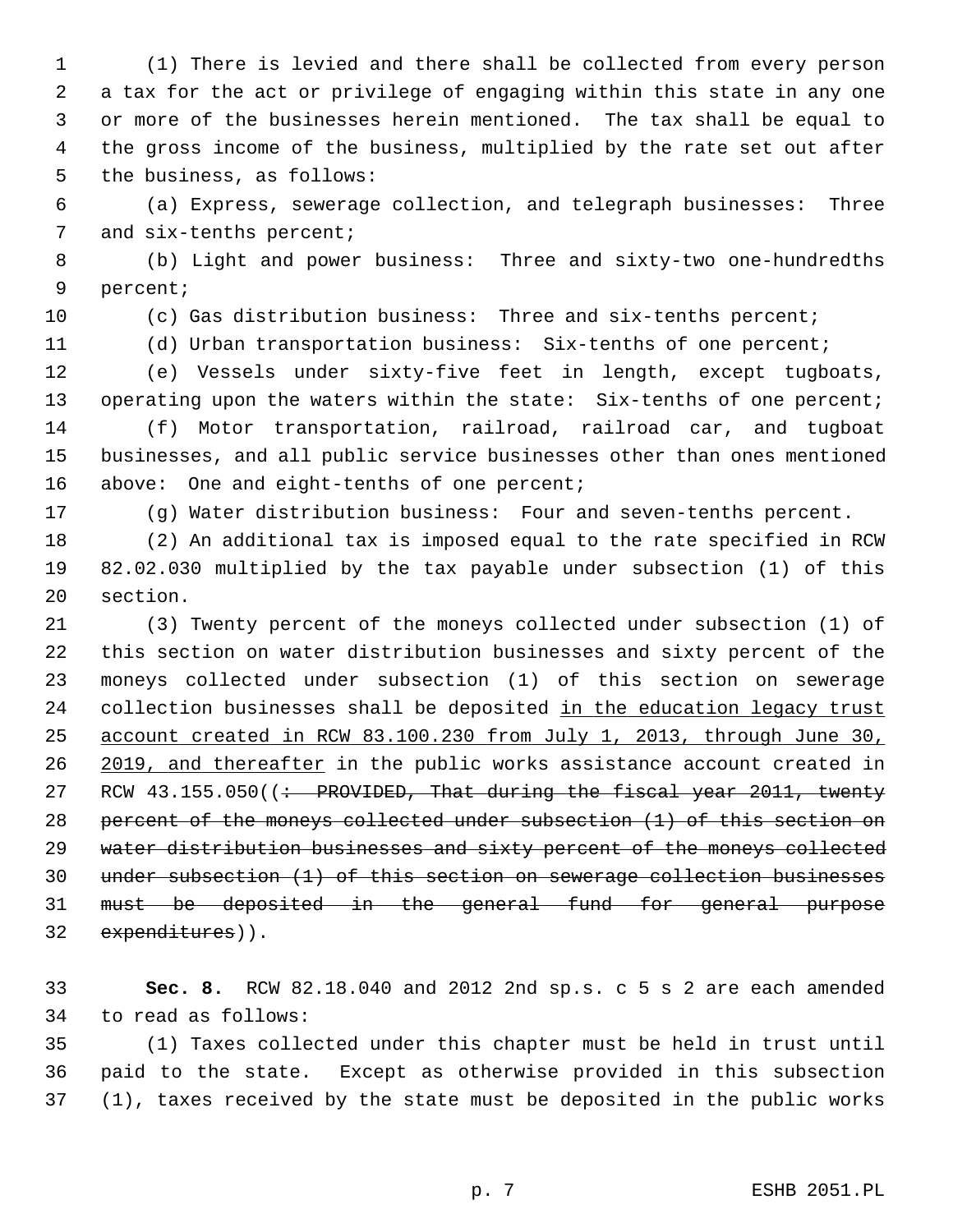(1) There is levied and there shall be collected from every person a tax for the act or privilege of engaging within this state in any one or more of the businesses herein mentioned. The tax shall be equal to the gross income of the business, multiplied by the rate set out after the business, as follows:

(a) Express, sewerage collection, and telegraph businesses: Three and six-tenths percent;

(b) Light and power business: Three and sixty-two one-hundredths percent;

(c) Gas distribution business: Three and six-tenths percent;

(d) Urban transportation business: Six-tenths of one percent;

(e) Vessels under sixty-five feet in length, except tugboats, operating upon the waters within the state: Six-tenths of one percent;

(f) Motor transportation, railroad, railroad car, and tugboat businesses, and all public service businesses other than ones mentioned above: One and eight-tenths of one percent;

(g) Water distribution business: Four and seven-tenths percent.

(2) An additional tax is imposed equal to the rate specified in RCW 82.02.030 multiplied by the tax payable under subsection (1) of this section.

(3) Twenty percent of the moneys collected under subsection (1) of this section on water distribution businesses and sixty percent of the moneys collected under subsection (1) of this section on sewerage collection businesses shall be deposited <u>in the education legacy trust account created in RCW 83.100.230 from July 1, 2013, through June 30, 2019, and thereafter</u> in the public works assistance account created in RCW 43.155.050((~~: PROVIDED, That during the fiscal year 2011, twenty percent of the moneys collected under subsection (1) of this section on water distribution businesses and sixty percent of the moneys collected under subsection (1) of this section on sewerage collection businesses must be deposited in the general fund for general purpose expenditures~~)).

**Sec. 8.** RCW 82.18.040 and 2012 2nd sp.s. c 5 s 2 are each amended to read as follows:

(1) Taxes collected under this chapter must be held in trust until paid to the state. Except as otherwise provided in this subsection (1), taxes received by the state must be deposited in the public works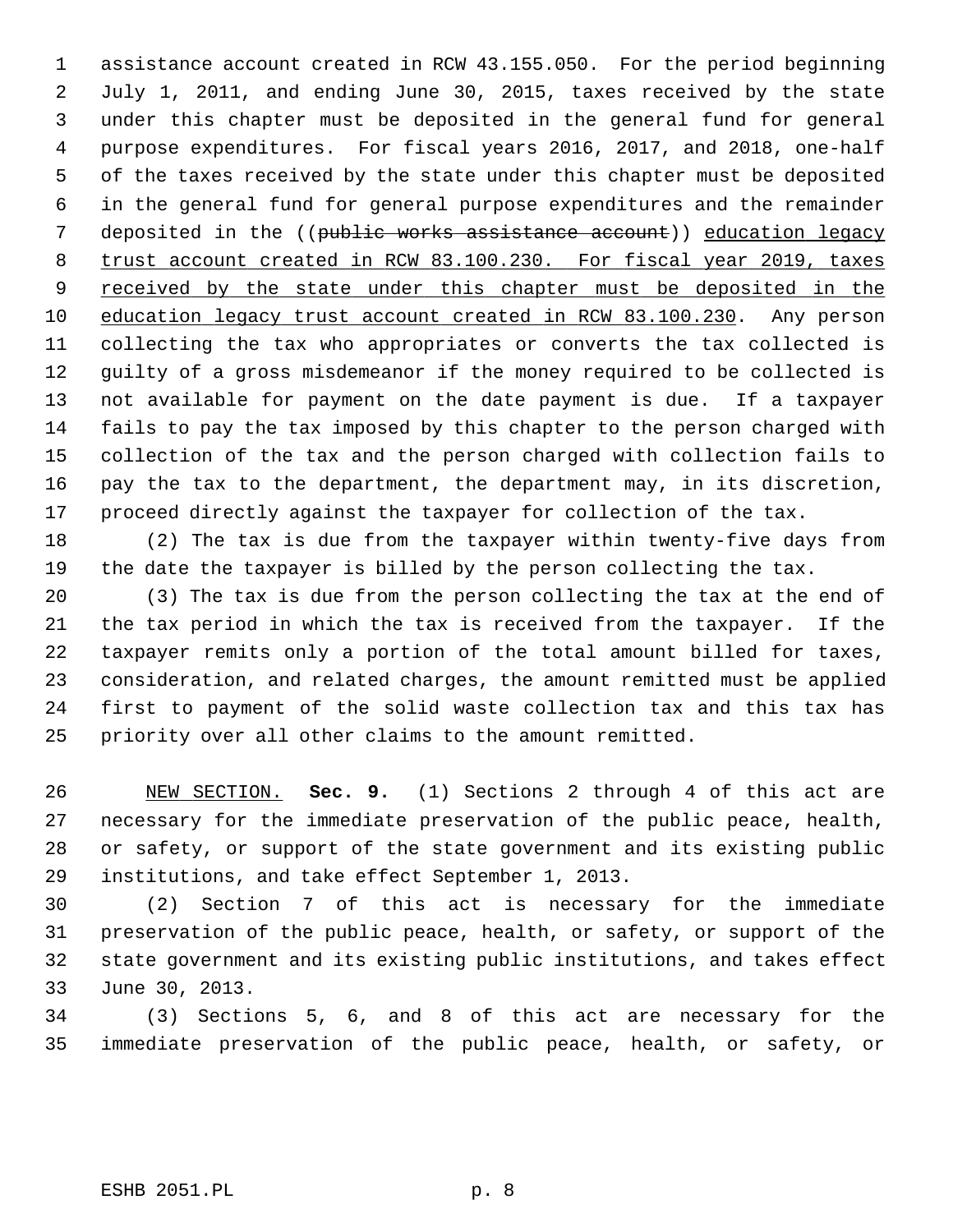assistance account created in RCW 43.155.050. For the period beginning July 1, 2011, and ending June 30, 2015, taxes received by the state under this chapter must be deposited in the general fund for general purpose expenditures. For fiscal years 2016, 2017, and 2018, one-half of the taxes received by the state under this chapter must be deposited in the general fund for general purpose expenditures and the remainder deposited in the ((~~public works assistance account~~)) <u>education legacy trust account created in RCW 83.100.230. For fiscal year 2019, taxes received by the state under this chapter must be deposited in the education legacy trust account created in RCW 83.100.230</u>. Any person collecting the tax who appropriates or converts the tax collected is guilty of a gross misdemeanor if the money required to be collected is not available for payment on the date payment is due. If a taxpayer fails to pay the tax imposed by this chapter to the person charged with collection of the tax and the person charged with collection fails to pay the tax to the department, the department may, in its discretion, proceed directly against the taxpayer for collection of the tax.

(2) The tax is due from the taxpayer within twenty-five days from the date the taxpayer is billed by the person collecting the tax.

(3) The tax is due from the person collecting the tax at the end of the tax period in which the tax is received from the taxpayer. If the taxpayer remits only a portion of the total amount billed for taxes, consideration, and related charges, the amount remitted must be applied first to payment of the solid waste collection tax and this tax has priority over all other claims to the amount remitted.

<u>NEW SECTION.</u> **Sec. 9.** (1) Sections 2 through 4 of this act are necessary for the immediate preservation of the public peace, health, or safety, or support of the state government and its existing public institutions, and take effect September 1, 2013.

(2) Section 7 of this act is necessary for the immediate preservation of the public peace, health, or safety, or support of the state government and its existing public institutions, and takes effect June 30, 2013.

(3) Sections 5, 6, and 8 of this act are necessary for the immediate preservation of the public peace, health, or safety, or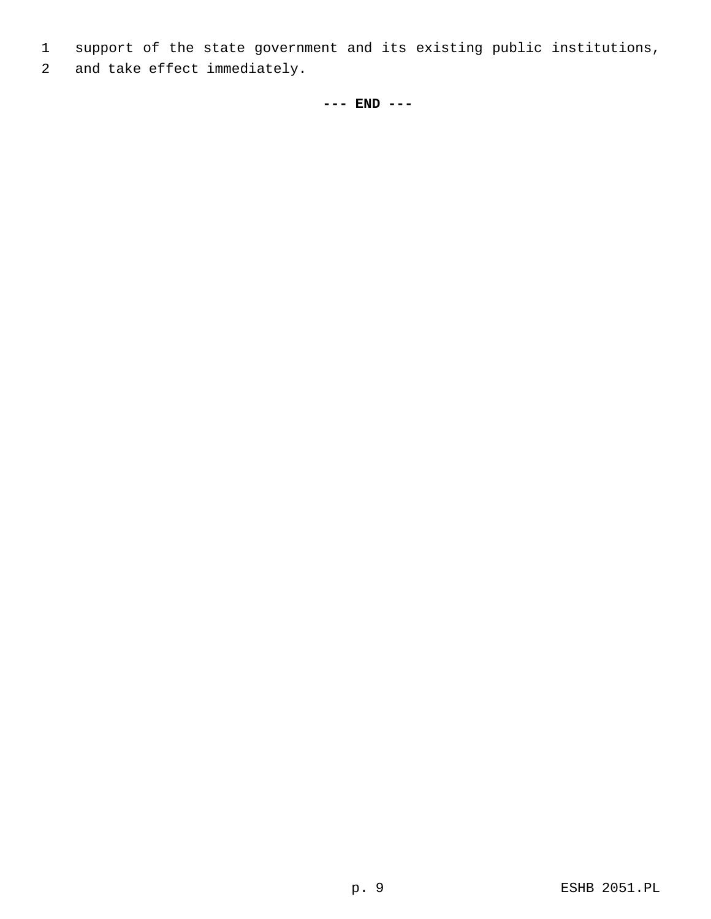support of the state government and its existing public institutions, and take effect immediately.

**--- END ---**